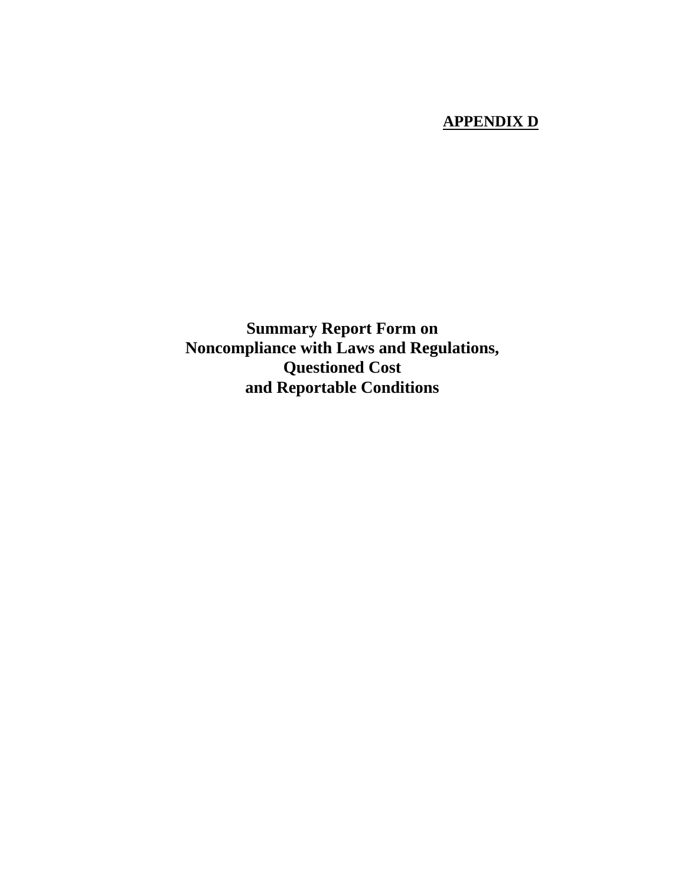**APPENDIX D**

# Summary Report Form on Noncompliance with Laws and Regulations, Questioned Cost and Reportable Conditions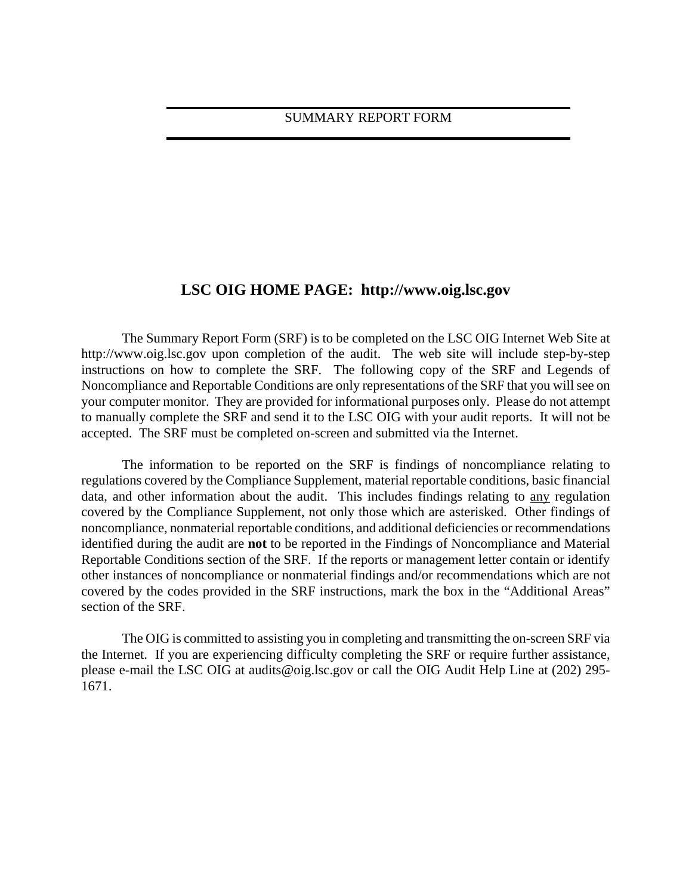SUMMARY REPORT FORM

## LSC OIG HOME PAGE: http://www.oig.lsc.gov

The Summary Report Form (SRF) is to be completed on the LSC OIG Internet Web Site at http://www.oig.lsc.gov upon completion of the audit. The web site will include step-by-step instructions on how to complete the SRF. The following copy of the SRF and Legends of Noncompliance and Reportable Conditions are only representations of the SRF that you will see on your computer monitor. They are provided for informational purposes only. Please do not attempt to manually complete the SRF and send it to the LSC OIG with your audit reports. It will not be accepted. The SRF must be completed on-screen and submitted via the Internet.

The information to be reported on the SRF is findings of noncompliance relating to regulations covered by the Compliance Supplement, material reportable conditions, basic financial data, and other information about the audit. This includes findings relating to any regulation covered by the Compliance Supplement, not only those which are asterisked. Other findings of noncompliance, nonmaterial reportable conditions, and additional deficiencies or recommendations identified during the audit are **not** to be reported in the Findings of Noncompliance and Material Reportable Conditions section of the SRF. If the reports or management letter contain or identify other instances of noncompliance or nonmaterial findings and/or recommendations which are not covered by the codes provided in the SRF instructions, mark the box in the "Additional Areas" section of the SRF.

The OIG is committed to assisting you in completing and transmitting the on-screen SRF via the Internet. If you are experiencing difficulty completing the SRF or require further assistance, please e-mail the LSC OIG at audits@oig.lsc.gov or call the OIG Audit Help Line at (202) 295-1671.